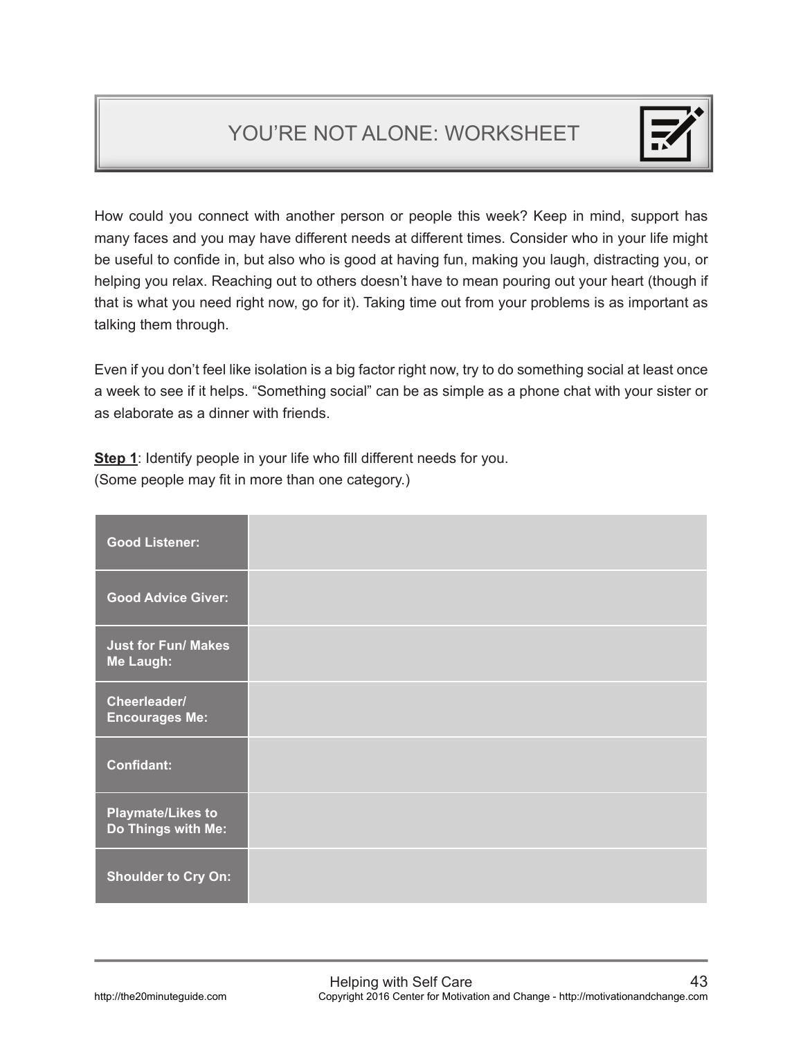# YOU'RE NOT ALONE: WORKSHEET

How could you connect with another person or people this week? Keep in mind, support has many faces and you may have different needs at different times. Consider who in your life might be useful to confide in, but also who is good at having fun, making you laugh, distracting you, or helping you relax. Reaching out to others doesn't have to mean pouring out your heart (though if that is what you need right now, go for it). Taking time out from your problems is as important as talking them through.

Even if you don't feel like isolation is a big factor right now, try to do something social at least once a week to see if it helps. "Something social" can be as simple as a phone chat with your sister or as elaborate as a dinner with friends.

**Step 1**: Identify people in your life who fill different needs for you.
(Some people may fit in more than one category.)

| | |
|---|---|
| **Good Listener:** | |
| **Good Advice Giver:** | |
| **Just for Fun/ Makes Me Laugh:** | |
| **Cheerleader/ Encourages Me:** | |
| **Confidant:** | |
| **Playmate/Likes to Do Things with Me:** | |
| **Shoulder to Cry On:** | |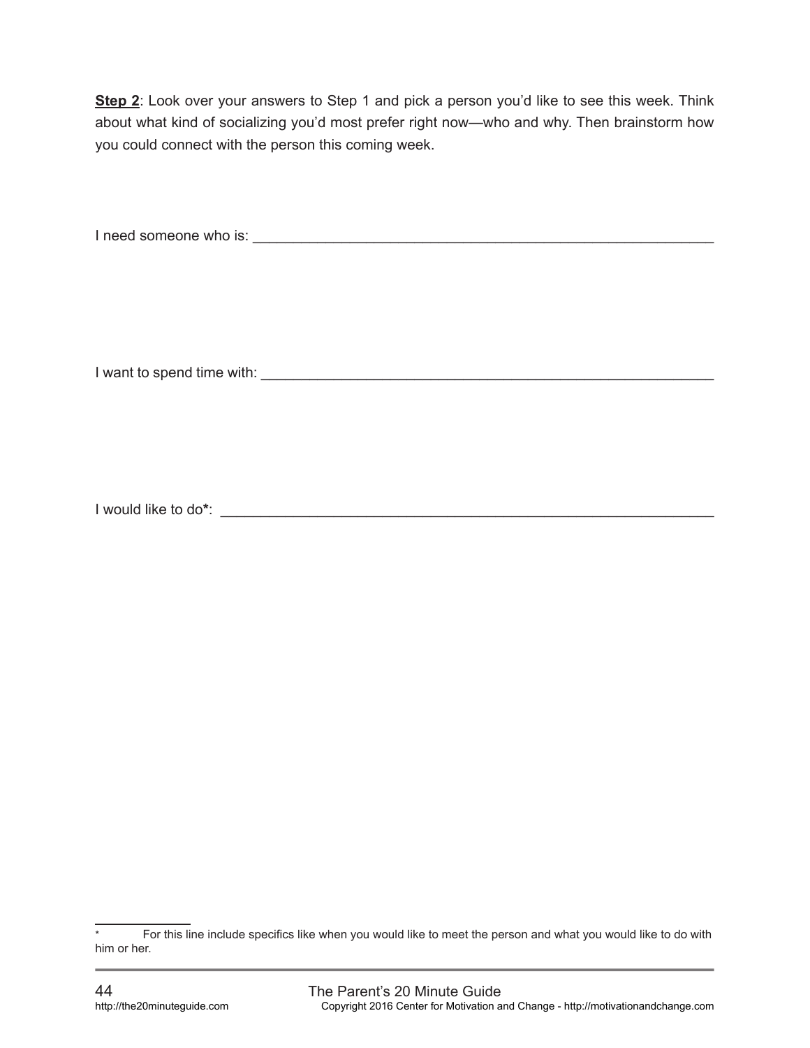**Step 2**: Look over your answers to Step 1 and pick a person you'd like to see this week. Think about what kind of socializing you'd most prefer right now—who and why. Then brainstorm how you could connect with the person this coming week.

I need someone who is: ____________________________________________________________

I want to spend time with: __________________________________________________________

I would like to do*: ________________________________________________________________

\* For this line include specifics like when you would like to meet the person and what you would like to do with him or her.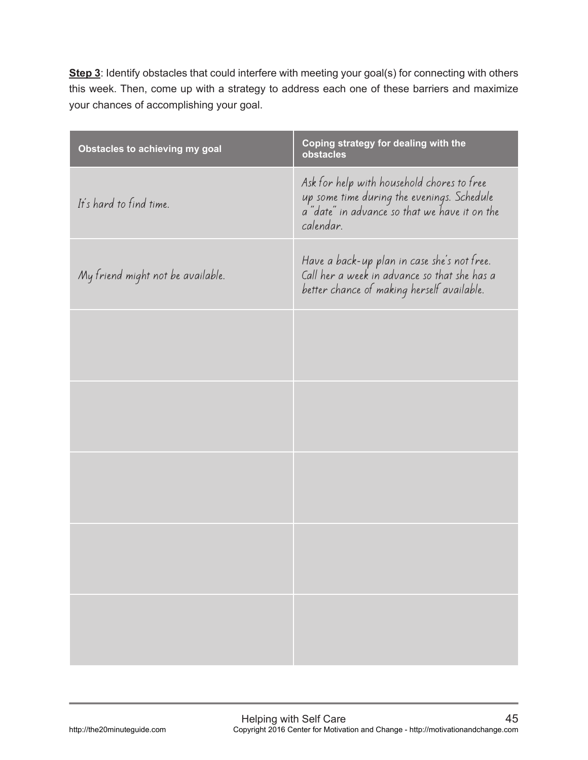**Step 3**: Identify obstacles that could interfere with meeting your goal(s) for connecting with others this week. Then, come up with a strategy to address each one of these barriers and maximize your chances of accomplishing your goal.

| Obstacles to achieving my goal | Coping strategy for dealing with the obstacles |
| --- | --- |
| It's hard to find time. | Ask for help with household chores to free up some time during the evenings. Schedule a "date" in advance so that we have it on the calendar. |
| My friend might not be available. | Have a back-up plan in case she's not free. Call her a week in advance so that she has a better chance of making herself available. |
| | |
| | |
| | |
| | |
| | |